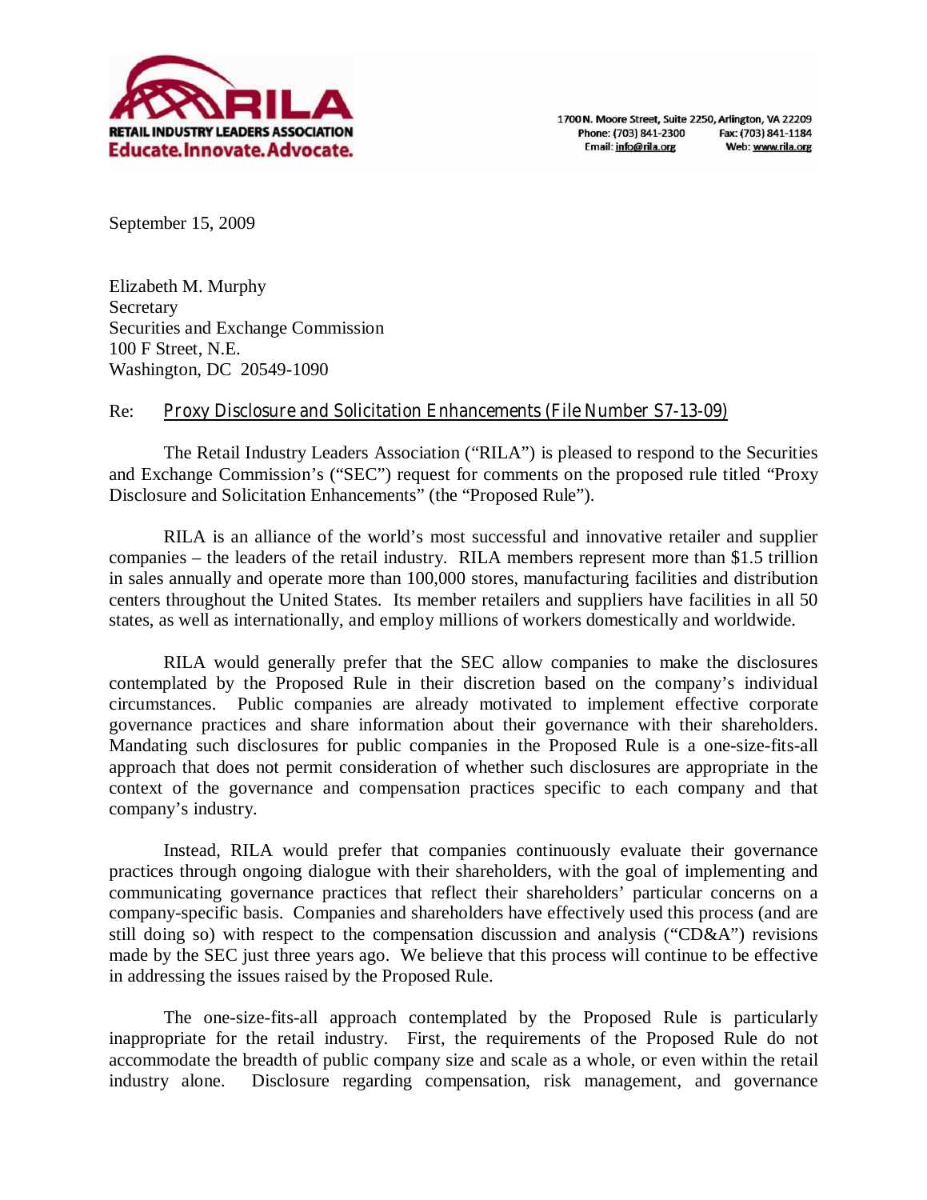**RILA**
**RETAIL INDUSTRY LEADERS ASSOCIATION**
**Educate. Innovate. Advocate.**

1700 N. Moore Street, Suite 2250, Arlington, VA 22209
Phone: (703) 841-2300 Fax: (703) 841-1184
Email: info@rila.org Web: www.rila.org

September 15, 2009

Elizabeth M. Murphy
Secretary
Securities and Exchange Commission
100 F Street, N.E.
Washington, DC 20549-1090

Re: Proxy Disclosure and Solicitation Enhancements (File Number S7-13-09)

The Retail Industry Leaders Association ("RILA") is pleased to respond to the Securities and Exchange Commission's ("SEC") request for comments on the proposed rule titled "Proxy Disclosure and Solicitation Enhancements" (the "Proposed Rule").

RILA is an alliance of the world's most successful and innovative retailer and supplier companies – the leaders of the retail industry. RILA members represent more than $1.5 trillion in sales annually and operate more than 100,000 stores, manufacturing facilities and distribution centers throughout the United States. Its member retailers and suppliers have facilities in all 50 states, as well as internationally, and employ millions of workers domestically and worldwide.

RILA would generally prefer that the SEC allow companies to make the disclosures contemplated by the Proposed Rule in their discretion based on the company's individual circumstances. Public companies are already motivated to implement effective corporate governance practices and share information about their governance with their shareholders. Mandating such disclosures for public companies in the Proposed Rule is a one-size-fits-all approach that does not permit consideration of whether such disclosures are appropriate in the context of the governance and compensation practices specific to each company and that company's industry.

Instead, RILA would prefer that companies continuously evaluate their governance practices through ongoing dialogue with their shareholders, with the goal of implementing and communicating governance practices that reflect their shareholders' particular concerns on a company-specific basis. Companies and shareholders have effectively used this process (and are still doing so) with respect to the compensation discussion and analysis ("CD&A") revisions made by the SEC just three years ago. We believe that this process will continue to be effective in addressing the issues raised by the Proposed Rule.

The one-size-fits-all approach contemplated by the Proposed Rule is particularly inappropriate for the retail industry. First, the requirements of the Proposed Rule do not accommodate the breadth of public company size and scale as a whole, or even within the retail industry alone. Disclosure regarding compensation, risk management, and governance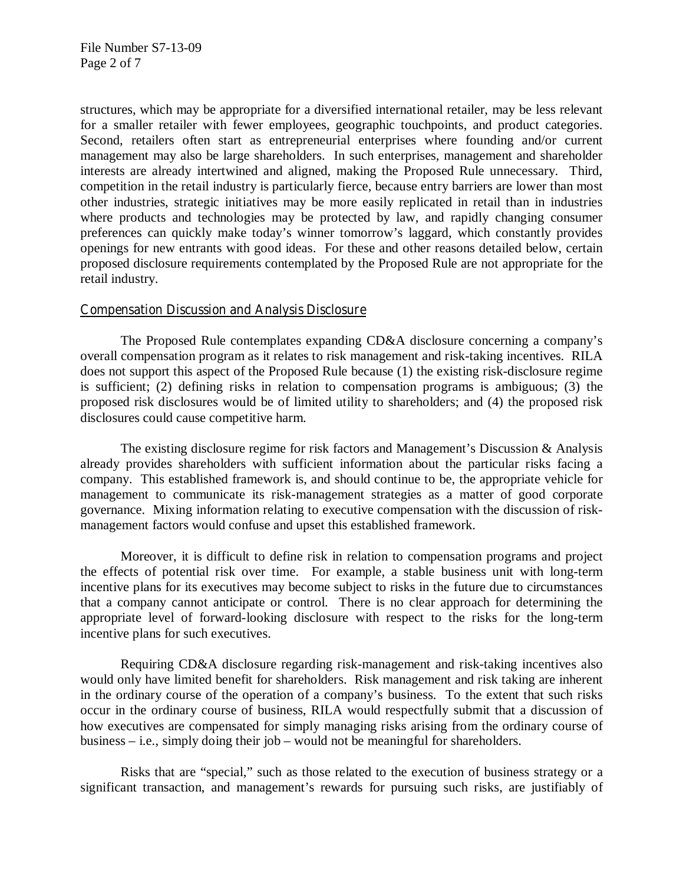structures, which may be appropriate for a diversified international retailer, may be less relevant for a smaller retailer with fewer employees, geographic touchpoints, and product categories. Second, retailers often start as entrepreneurial enterprises where founding and/or current management may also be large shareholders. In such enterprises, management and shareholder interests are already intertwined and aligned, making the Proposed Rule unnecessary. Third, competition in the retail industry is particularly fierce, because entry barriers are lower than most other industries, strategic initiatives may be more easily replicated in retail than in industries where products and technologies may be protected by law, and rapidly changing consumer preferences can quickly make today's winner tomorrow's laggard, which constantly provides openings for new entrants with good ideas. For these and other reasons detailed below, certain proposed disclosure requirements contemplated by the Proposed Rule are not appropriate for the retail industry.

## Compensation Discussion and Analysis Disclosure

The Proposed Rule contemplates expanding CD&A disclosure concerning a company's overall compensation program as it relates to risk management and risk-taking incentives. RILA does not support this aspect of the Proposed Rule because (1) the existing risk-disclosure regime is sufficient; (2) defining risks in relation to compensation programs is ambiguous; (3) the proposed risk disclosures would be of limited utility to shareholders; and (4) the proposed risk disclosures could cause competitive harm.

The existing disclosure regime for risk factors and Management's Discussion & Analysis already provides shareholders with sufficient information about the particular risks facing a company. This established framework is, and should continue to be, the appropriate vehicle for management to communicate its risk-management strategies as a matter of good corporate governance. Mixing information relating to executive compensation with the discussion of risk-management factors would confuse and upset this established framework.

Moreover, it is difficult to define risk in relation to compensation programs and project the effects of potential risk over time. For example, a stable business unit with long-term incentive plans for its executives may become subject to risks in the future due to circumstances that a company cannot anticipate or control. There is no clear approach for determining the appropriate level of forward-looking disclosure with respect to the risks for the long-term incentive plans for such executives.

Requiring CD&A disclosure regarding risk-management and risk-taking incentives also would only have limited benefit for shareholders. Risk management and risk taking are inherent in the ordinary course of the operation of a company's business. To the extent that such risks occur in the ordinary course of business, RILA would respectfully submit that a discussion of how executives are compensated for simply managing risks arising from the ordinary course of business – i.e., simply doing their job – would not be meaningful for shareholders.

Risks that are "special," such as those related to the execution of business strategy or a significant transaction, and management's rewards for pursuing such risks, are justifiably of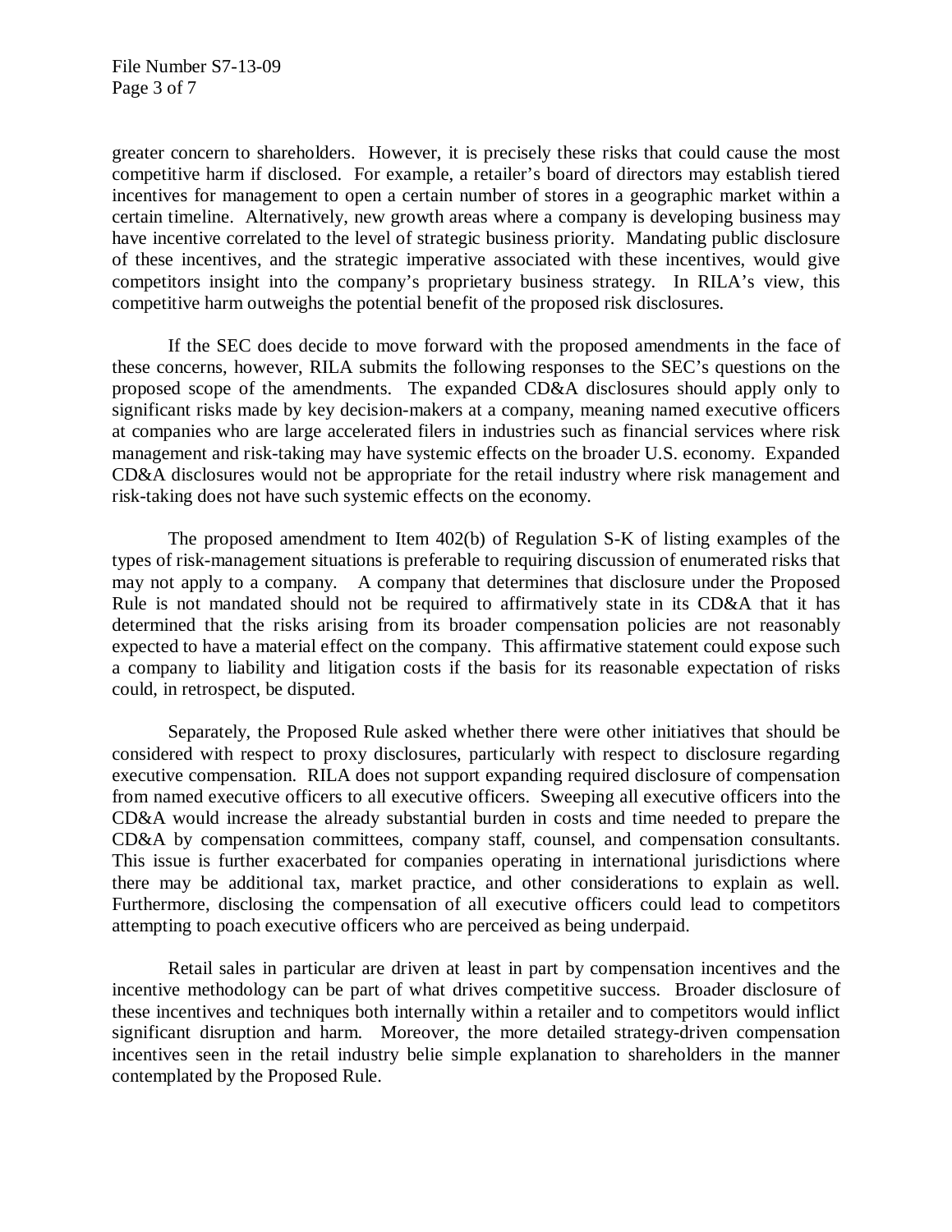greater concern to shareholders. However, it is precisely these risks that could cause the most competitive harm if disclosed. For example, a retailer's board of directors may establish tiered incentives for management to open a certain number of stores in a geographic market within a certain timeline. Alternatively, new growth areas where a company is developing business may have incentive correlated to the level of strategic business priority. Mandating public disclosure of these incentives, and the strategic imperative associated with these incentives, would give competitors insight into the company's proprietary business strategy. In RILA's view, this competitive harm outweighs the potential benefit of the proposed risk disclosures.

If the SEC does decide to move forward with the proposed amendments in the face of these concerns, however, RILA submits the following responses to the SEC's questions on the proposed scope of the amendments. The expanded CD&A disclosures should apply only to significant risks made by key decision-makers at a company, meaning named executive officers at companies who are large accelerated filers in industries such as financial services where risk management and risk-taking may have systemic effects on the broader U.S. economy. Expanded CD&A disclosures would not be appropriate for the retail industry where risk management and risk-taking does not have such systemic effects on the economy.

The proposed amendment to Item 402(b) of Regulation S-K of listing examples of the types of risk-management situations is preferable to requiring discussion of enumerated risks that may not apply to a company. A company that determines that disclosure under the Proposed Rule is not mandated should not be required to affirmatively state in its CD&A that it has determined that the risks arising from its broader compensation policies are not reasonably expected to have a material effect on the company. This affirmative statement could expose such a company to liability and litigation costs if the basis for its reasonable expectation of risks could, in retrospect, be disputed.

Separately, the Proposed Rule asked whether there were other initiatives that should be considered with respect to proxy disclosures, particularly with respect to disclosure regarding executive compensation. RILA does not support expanding required disclosure of compensation from named executive officers to all executive officers. Sweeping all executive officers into the CD&A would increase the already substantial burden in costs and time needed to prepare the CD&A by compensation committees, company staff, counsel, and compensation consultants. This issue is further exacerbated for companies operating in international jurisdictions where there may be additional tax, market practice, and other considerations to explain as well. Furthermore, disclosing the compensation of all executive officers could lead to competitors attempting to poach executive officers who are perceived as being underpaid.

Retail sales in particular are driven at least in part by compensation incentives and the incentive methodology can be part of what drives competitive success. Broader disclosure of these incentives and techniques both internally within a retailer and to competitors would inflict significant disruption and harm. Moreover, the more detailed strategy-driven compensation incentives seen in the retail industry belie simple explanation to shareholders in the manner contemplated by the Proposed Rule.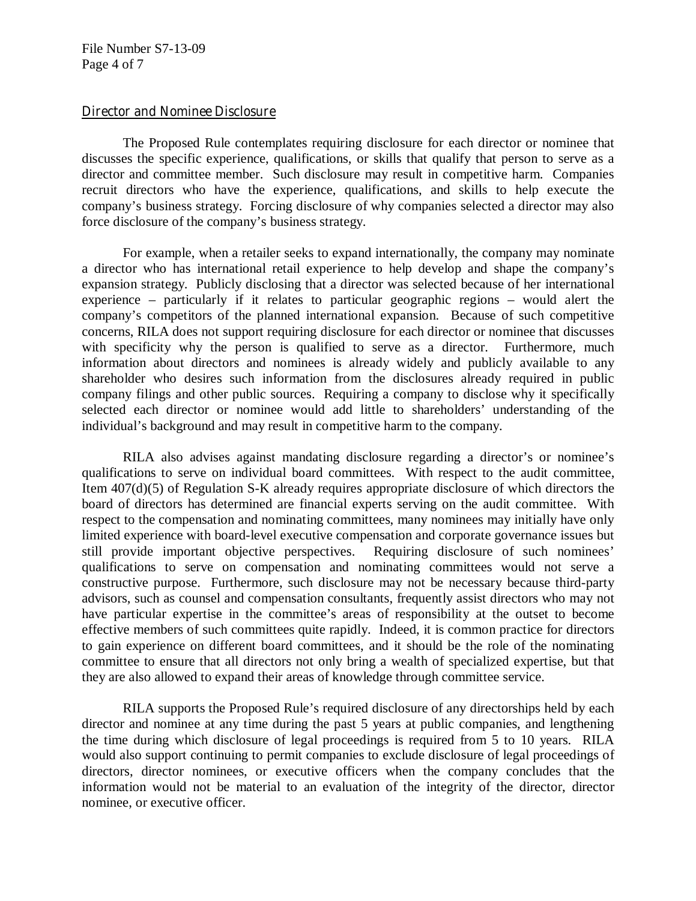## Director and Nominee Disclosure

The Proposed Rule contemplates requiring disclosure for each director or nominee that discusses the specific experience, qualifications, or skills that qualify that person to serve as a director and committee member. Such disclosure may result in competitive harm. Companies recruit directors who have the experience, qualifications, and skills to help execute the company's business strategy. Forcing disclosure of why companies selected a director may also force disclosure of the company's business strategy.

For example, when a retailer seeks to expand internationally, the company may nominate a director who has international retail experience to help develop and shape the company's expansion strategy. Publicly disclosing that a director was selected because of her international experience – particularly if it relates to particular geographic regions – would alert the company's competitors of the planned international expansion. Because of such competitive concerns, RILA does not support requiring disclosure for each director or nominee that discusses with specificity why the person is qualified to serve as a director. Furthermore, much information about directors and nominees is already widely and publicly available to any shareholder who desires such information from the disclosures already required in public company filings and other public sources. Requiring a company to disclose why it specifically selected each director or nominee would add little to shareholders' understanding of the individual's background and may result in competitive harm to the company.

RILA also advises against mandating disclosure regarding a director's or nominee's qualifications to serve on individual board committees. With respect to the audit committee, Item 407(d)(5) of Regulation S-K already requires appropriate disclosure of which directors the board of directors has determined are financial experts serving on the audit committee. With respect to the compensation and nominating committees, many nominees may initially have only limited experience with board-level executive compensation and corporate governance issues but still provide important objective perspectives. Requiring disclosure of such nominees' qualifications to serve on compensation and nominating committees would not serve a constructive purpose. Furthermore, such disclosure may not be necessary because third-party advisors, such as counsel and compensation consultants, frequently assist directors who may not have particular expertise in the committee's areas of responsibility at the outset to become effective members of such committees quite rapidly. Indeed, it is common practice for directors to gain experience on different board committees, and it should be the role of the nominating committee to ensure that all directors not only bring a wealth of specialized expertise, but that they are also allowed to expand their areas of knowledge through committee service.

RILA supports the Proposed Rule's required disclosure of any directorships held by each director and nominee at any time during the past 5 years at public companies, and lengthening the time during which disclosure of legal proceedings is required from 5 to 10 years. RILA would also support continuing to permit companies to exclude disclosure of legal proceedings of directors, director nominees, or executive officers when the company concludes that the information would not be material to an evaluation of the integrity of the director, director nominee, or executive officer.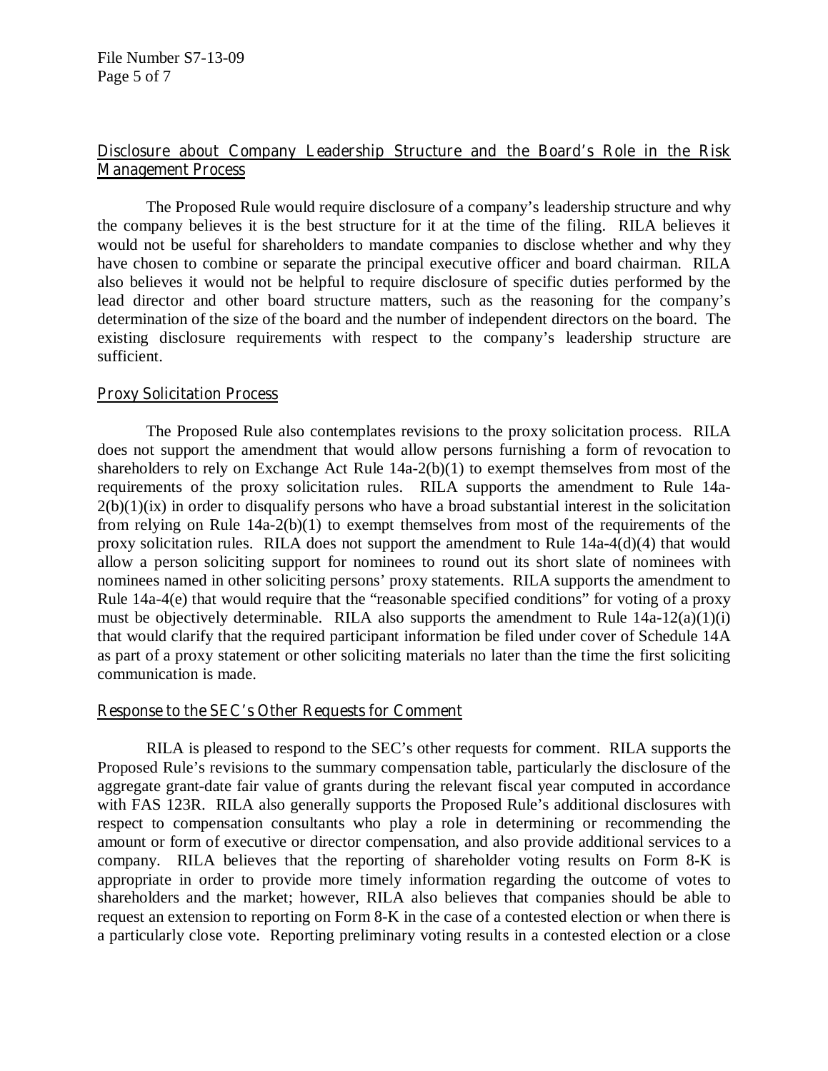## Disclosure about Company Leadership Structure and the Board's Role in the Risk Management Process

The Proposed Rule would require disclosure of a company's leadership structure and why the company believes it is the best structure for it at the time of the filing. RILA believes it would not be useful for shareholders to mandate companies to disclose whether and why they have chosen to combine or separate the principal executive officer and board chairman. RILA also believes it would not be helpful to require disclosure of specific duties performed by the lead director and other board structure matters, such as the reasoning for the company's determination of the size of the board and the number of independent directors on the board. The existing disclosure requirements with respect to the company's leadership structure are sufficient.

## Proxy Solicitation Process

The Proposed Rule also contemplates revisions to the proxy solicitation process. RILA does not support the amendment that would allow persons furnishing a form of revocation to shareholders to rely on Exchange Act Rule 14a-2(b)(1) to exempt themselves from most of the requirements of the proxy solicitation rules. RILA supports the amendment to Rule 14a-2(b)(1)(ix) in order to disqualify persons who have a broad substantial interest in the solicitation from relying on Rule 14a-2(b)(1) to exempt themselves from most of the requirements of the proxy solicitation rules. RILA does not support the amendment to Rule 14a-4(d)(4) that would allow a person soliciting support for nominees to round out its short slate of nominees with nominees named in other soliciting persons' proxy statements. RILA supports the amendment to Rule 14a-4(e) that would require that the "reasonable specified conditions" for voting of a proxy must be objectively determinable. RILA also supports the amendment to Rule 14a-12(a)(1)(i) that would clarify that the required participant information be filed under cover of Schedule 14A as part of a proxy statement or other soliciting materials no later than the time the first soliciting communication is made.

## Response to the SEC's Other Requests for Comment

RILA is pleased to respond to the SEC's other requests for comment. RILA supports the Proposed Rule's revisions to the summary compensation table, particularly the disclosure of the aggregate grant-date fair value of grants during the relevant fiscal year computed in accordance with FAS 123R. RILA also generally supports the Proposed Rule's additional disclosures with respect to compensation consultants who play a role in determining or recommending the amount or form of executive or director compensation, and also provide additional services to a company. RILA believes that the reporting of shareholder voting results on Form 8-K is appropriate in order to provide more timely information regarding the outcome of votes to shareholders and the market; however, RILA also believes that companies should be able to request an extension to reporting on Form 8-K in the case of a contested election or when there is a particularly close vote. Reporting preliminary voting results in a contested election or a close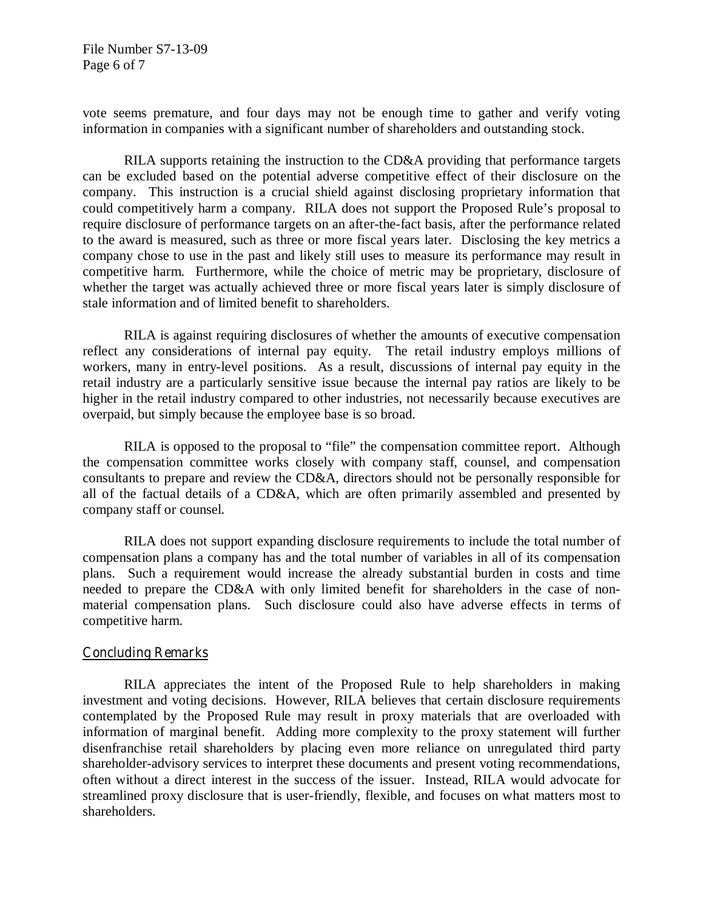vote seems premature, and four days may not be enough time to gather and verify voting information in companies with a significant number of shareholders and outstanding stock.

RILA supports retaining the instruction to the CD&A providing that performance targets can be excluded based on the potential adverse competitive effect of their disclosure on the company. This instruction is a crucial shield against disclosing proprietary information that could competitively harm a company. RILA does not support the Proposed Rule's proposal to require disclosure of performance targets on an after-the-fact basis, after the performance related to the award is measured, such as three or more fiscal years later. Disclosing the key metrics a company chose to use in the past and likely still uses to measure its performance may result in competitive harm. Furthermore, while the choice of metric may be proprietary, disclosure of whether the target was actually achieved three or more fiscal years later is simply disclosure of stale information and of limited benefit to shareholders.

RILA is against requiring disclosures of whether the amounts of executive compensation reflect any considerations of internal pay equity. The retail industry employs millions of workers, many in entry-level positions. As a result, discussions of internal pay equity in the retail industry are a particularly sensitive issue because the internal pay ratios are likely to be higher in the retail industry compared to other industries, not necessarily because executives are overpaid, but simply because the employee base is so broad.

RILA is opposed to the proposal to "file" the compensation committee report. Although the compensation committee works closely with company staff, counsel, and compensation consultants to prepare and review the CD&A, directors should not be personally responsible for all of the factual details of a CD&A, which are often primarily assembled and presented by company staff or counsel.

RILA does not support expanding disclosure requirements to include the total number of compensation plans a company has and the total number of variables in all of its compensation plans. Such a requirement would increase the already substantial burden in costs and time needed to prepare the CD&A with only limited benefit for shareholders in the case of non-material compensation plans. Such disclosure could also have adverse effects in terms of competitive harm.

## Concluding Remarks

RILA appreciates the intent of the Proposed Rule to help shareholders in making investment and voting decisions. However, RILA believes that certain disclosure requirements contemplated by the Proposed Rule may result in proxy materials that are overloaded with information of marginal benefit. Adding more complexity to the proxy statement will further disenfranchise retail shareholders by placing even more reliance on unregulated third party shareholder-advisory services to interpret these documents and present voting recommendations, often without a direct interest in the success of the issuer. Instead, RILA would advocate for streamlined proxy disclosure that is user-friendly, flexible, and focuses on what matters most to shareholders.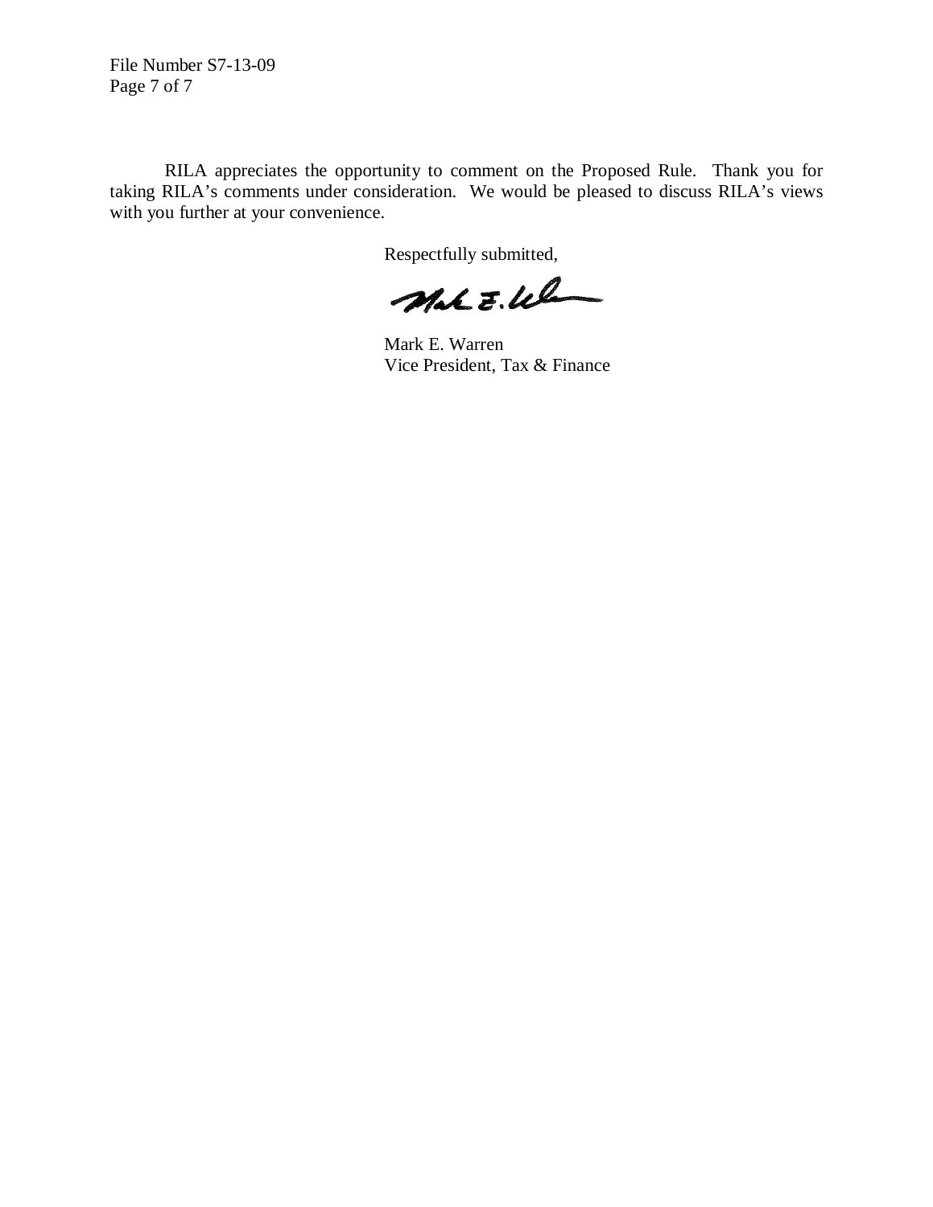RILA appreciates the opportunity to comment on the Proposed Rule. Thank you for taking RILA's comments under consideration. We would be pleased to discuss RILA's views with you further at your convenience.

Respectfully submitted,

Mark E. Warren
Vice President, Tax & Finance